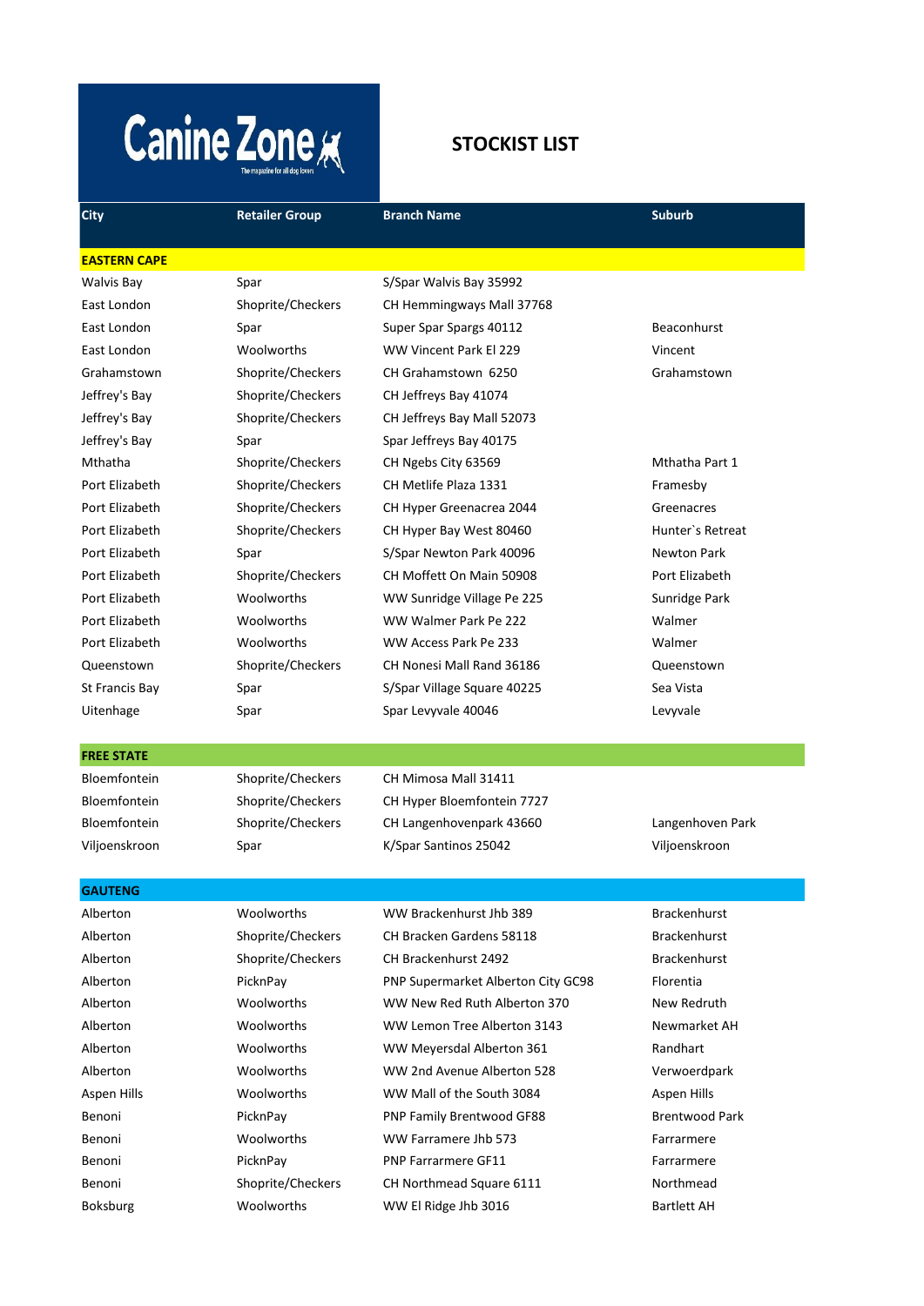# Canine Zone

## STOCKIST LIST

| City | Retailer Group | Branch Name | Suburb |
|---|---|---|---|
| **EASTERN CAPE** | | | |
| Walvis Bay | Spar | S/Spar Walvis Bay 35992 | |
| East London | Shoprite/Checkers | CH Hemmingways Mall 37768 | |
| East London | Spar | Super Spar Spargs 40112 | Beaconhurst |
| East London | Woolworths | WW Vincent Park El 229 | Vincent |
| Grahamstown | Shoprite/Checkers | CH Grahamstown 6250 | Grahamstown |
| Jeffrey's Bay | Shoprite/Checkers | CH Jeffreys Bay 41074 | |
| Jeffrey's Bay | Shoprite/Checkers | CH Jeffreys Bay Mall 52073 | |
| Jeffrey's Bay | Spar | Spar Jeffreys Bay 40175 | |
| Mthatha | Shoprite/Checkers | CH Ngebs City 63569 | Mthatha Part 1 |
| Port Elizabeth | Shoprite/Checkers | CH Metlife Plaza 1331 | Framesby |
| Port Elizabeth | Shoprite/Checkers | CH Hyper Greenacrea 2044 | Greenacres |
| Port Elizabeth | Shoprite/Checkers | CH Hyper Bay West 80460 | Hunter`s Retreat |
| Port Elizabeth | Spar | S/Spar Newton Park 40096 | Newton Park |
| Port Elizabeth | Shoprite/Checkers | CH Moffett On Main 50908 | Port Elizabeth |
| Port Elizabeth | Woolworths | WW Sunridge Village Pe 225 | Sunridge Park |
| Port Elizabeth | Woolworths | WW Walmer Park Pe 222 | Walmer |
| Port Elizabeth | Woolworths | WW Access Park Pe 233 | Walmer |
| Queenstown | Shoprite/Checkers | CH Nonesi Mall Rand 36186 | Queenstown |
| St Francis Bay | Spar | S/Spar Village Square 40225 | Sea Vista |
| Uitenhage | Spar | Spar Levyvale 40046 | Levyvale |
| **FREE STATE** | | | |
| Bloemfontein | Shoprite/Checkers | CH Mimosa Mall 31411 | |
| Bloemfontein | Shoprite/Checkers | CH Hyper Bloemfontein 7727 | |
| Bloemfontein | Shoprite/Checkers | CH Langenhovenpark 43660 | Langenhoven Park |
| Viljoenskroon | Spar | K/Spar Santinos 25042 | Viljoenskroon |
| **GAUTENG** | | | |
| Alberton | Woolworths | WW Brackenhurst Jhb 389 | Brackenhurst |
| Alberton | Shoprite/Checkers | CH Bracken Gardens 58118 | Brackenhurst |
| Alberton | Shoprite/Checkers | CH Brackenhurst 2492 | Brackenhurst |
| Alberton | PicknPay | PNP Supermarket Alberton City GC98 | Florentia |
| Alberton | Woolworths | WW New Red Ruth Alberton 370 | New Redruth |
| Alberton | Woolworths | WW Lemon Tree Alberton 3143 | Newmarket AH |
| Alberton | Woolworths | WW Meyersdal Alberton 361 | Randhart |
| Alberton | Woolworths | WW 2nd Avenue Alberton 528 | Verwoerdpark |
| Aspen Hills | Woolworths | WW Mall of the South 3084 | Aspen Hills |
| Benoni | PicknPay | PNP Family Brentwood GF88 | Brentwood Park |
| Benoni | Woolworths | WW Farramere Jhb 573 | Farrarmere |
| Benoni | PicknPay | PNP Farrarmere GF11 | Farrarmere |
| Benoni | Shoprite/Checkers | CH Northmead Square 6111 | Northmead |
| Boksburg | Woolworths | WW El Ridge Jhb 3016 | Bartlett AH |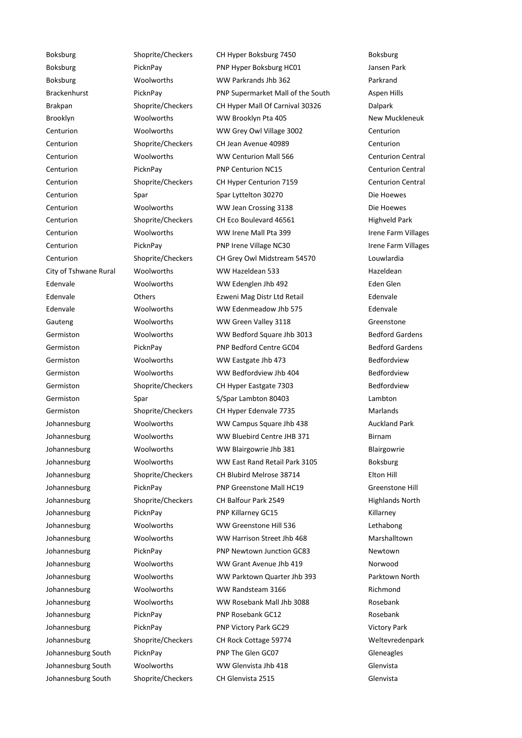| | | | |
|---|---|---|---|
| Boksburg | Shoprite/Checkers | CH Hyper Boksburg 7450 | Boksburg |
| Boksburg | PicknPay | PNP Hyper Boksburg HC01 | Jansen Park |
| Boksburg | Woolworths | WW Parkrands Jhb 362 | Parkrand |
| Brackenhurst | PicknPay | PNP Supermarket Mall of the South | Aspen Hills |
| Brakpan | Shoprite/Checkers | CH Hyper Mall Of Carnival 30326 | Dalpark |
| Brooklyn | Woolworths | WW Brooklyn Pta 405 | New Muckleneuk |
| Centurion | Woolworths | WW Grey Owl Village 3002 | Centurion |
| Centurion | Shoprite/Checkers | CH Jean Avenue 40989 | Centurion |
| Centurion | Woolworths | WW Centurion Mall 566 | Centurion Central |
| Centurion | PicknPay | PNP Centurion NC15 | Centurion Central |
| Centurion | Shoprite/Checkers | CH Hyper Centurion 7159 | Centurion Central |
| Centurion | Spar | Spar Lyttelton 30270 | Die Hoewes |
| Centurion | Woolworths | WW Jean Crossing 3138 | Die Hoewes |
| Centurion | Shoprite/Checkers | CH Eco Boulevard 46561 | Highveld Park |
| Centurion | Woolworths | WW Irene Mall Pta 399 | Irene Farm Villages |
| Centurion | PicknPay | PNP Irene Village NC30 | Irene Farm Villages |
| Centurion | Shoprite/Checkers | CH Grey Owl Midstream 54570 | Louwlardia |
| City of Tshwane Rural | Woolworths | WW Hazeldean 533 | Hazeldean |
| Edenvale | Woolworths | WW Edenglen Jhb 492 | Eden Glen |
| Edenvale | Others | Ezweni Mag Distr Ltd Retail | Edenvale |
| Edenvale | Woolworths | WW Edenmeadow Jhb 575 | Edenvale |
| Gauteng | Woolworths | WW Green Valley 3118 | Greenstone |
| Germiston | Woolworths | WW Bedford Square Jhb 3013 | Bedford Gardens |
| Germiston | PicknPay | PNP Bedford Centre GC04 | Bedford Gardens |
| Germiston | Woolworths | WW Eastgate Jhb 473 | Bedfordview |
| Germiston | Woolworths | WW Bedfordview Jhb 404 | Bedfordview |
| Germiston | Shoprite/Checkers | CH Hyper Eastgate 7303 | Bedfordview |
| Germiston | Spar | S/Spar Lambton 80403 | Lambton |
| Germiston | Shoprite/Checkers | CH Hyper Edenvale 7735 | Marlands |
| Johannesburg | Woolworths | WW Campus Square Jhb 438 | Auckland Park |
| Johannesburg | Woolworths | WW Bluebird Centre JHB 371 | Birnam |
| Johannesburg | Woolworths | WW Blairgowrie Jhb 381 | Blairgowrie |
| Johannesburg | Woolworths | WW East Rand Retail Park 3105 | Boksburg |
| Johannesburg | Shoprite/Checkers | CH Blubird Melrose 38714 | Elton Hill |
| Johannesburg | PicknPay | PNP Greenstone Mall HC19 | Greenstone Hill |
| Johannesburg | Shoprite/Checkers | CH Balfour Park 2549 | Highlands North |
| Johannesburg | PicknPay | PNP Killarney GC15 | Killarney |
| Johannesburg | Woolworths | WW Greenstone Hill 536 | Lethabong |
| Johannesburg | Woolworths | WW Harrison Street Jhb 468 | Marshalltown |
| Johannesburg | PicknPay | PNP Newtown Junction GC83 | Newtown |
| Johannesburg | Woolworths | WW Grant Avenue Jhb 419 | Norwood |
| Johannesburg | Woolworths | WW Parktown Quarter Jhb 393 | Parktown North |
| Johannesburg | Woolworths | WW Randsteam 3166 | Richmond |
| Johannesburg | Woolworths | WW Rosebank Mall Jhb 3088 | Rosebank |
| Johannesburg | PicknPay | PNP Rosebank GC12 | Rosebank |
| Johannesburg | PicknPay | PNP Victory Park GC29 | Victory Park |
| Johannesburg | Shoprite/Checkers | CH Rock Cottage 59774 | Weltevredenpark |
| Johannesburg South | PicknPay | PNP The Glen GC07 | Gleneagles |
| Johannesburg South | Woolworths | WW Glenvista Jhb 418 | Glenvista |
| Johannesburg South | Shoprite/Checkers | CH Glenvista 2515 | Glenvista |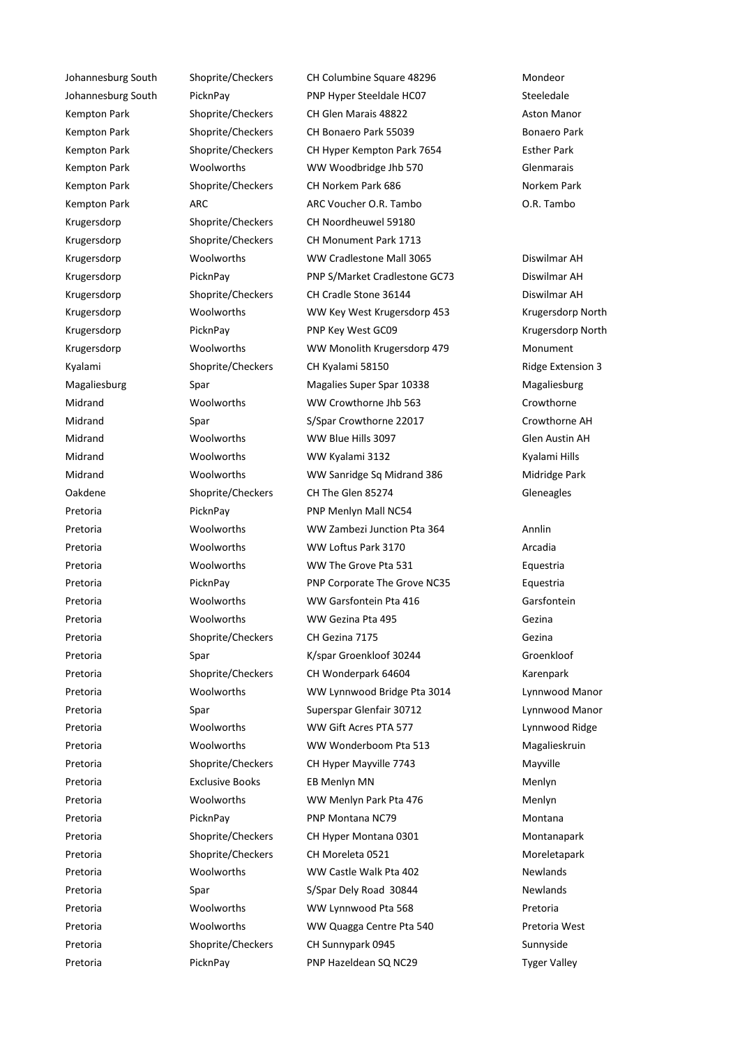| | | | |
|---|---|---|---|
| Johannesburg South | Shoprite/Checkers | CH Columbine Square 48296 | Mondeor |
| Johannesburg South | PicknPay | PNP Hyper Steeldale HC07 | Steeledale |
| Kempton Park | Shoprite/Checkers | CH Glen Marais 48822 | Aston Manor |
| Kempton Park | Shoprite/Checkers | CH Bonaero Park 55039 | Bonaero Park |
| Kempton Park | Shoprite/Checkers | CH Hyper Kempton Park 7654 | Esther Park |
| Kempton Park | Woolworths | WW Woodbridge Jhb 570 | Glenmarais |
| Kempton Park | Shoprite/Checkers | CH Norkem Park 686 | Norkem Park |
| Kempton Park | ARC | ARC Voucher O.R. Tambo | O.R. Tambo |
| Krugersdorp | Shoprite/Checkers | CH Noordheuwel 59180 | |
| Krugersdorp | Shoprite/Checkers | CH Monument Park 1713 | |
| Krugersdorp | Woolworths | WW Cradlestone Mall 3065 | Diswilmar AH |
| Krugersdorp | PicknPay | PNP S/Market Cradlestone GC73 | Diswilmar AH |
| Krugersdorp | Shoprite/Checkers | CH Cradle Stone 36144 | Diswilmar AH |
| Krugersdorp | Woolworths | WW Key West Krugersdorp 453 | Krugersdorp North |
| Krugersdorp | PicknPay | PNP Key West GC09 | Krugersdorp North |
| Krugersdorp | Woolworths | WW Monolith Krugersdorp 479 | Monument |
| Kyalami | Shoprite/Checkers | CH Kyalami 58150 | Ridge Extension 3 |
| Magaliesburg | Spar | Magalies Super Spar 10338 | Magaliesburg |
| Midrand | Woolworths | WW Crowthorne Jhb 563 | Crowthorne |
| Midrand | Spar | S/Spar Crowthorne 22017 | Crowthorne AH |
| Midrand | Woolworths | WW Blue Hills 3097 | Glen Austin AH |
| Midrand | Woolworths | WW Kyalami 3132 | Kyalami Hills |
| Midrand | Woolworths | WW Sanridge Sq Midrand 386 | Midridge Park |
| Oakdene | Shoprite/Checkers | CH The Glen 85274 | Gleneagles |
| Pretoria | PicknPay | PNP Menlyn Mall NC54 | |
| Pretoria | Woolworths | WW Zambezi Junction Pta 364 | Annlin |
| Pretoria | Woolworths | WW Loftus Park 3170 | Arcadia |
| Pretoria | Woolworths | WW The Grove Pta 531 | Equestria |
| Pretoria | PicknPay | PNP Corporate The Grove NC35 | Equestria |
| Pretoria | Woolworths | WW Garsfontein Pta 416 | Garsfontein |
| Pretoria | Woolworths | WW Gezina Pta 495 | Gezina |
| Pretoria | Shoprite/Checkers | CH Gezina 7175 | Gezina |
| Pretoria | Spar | K/spar Groenkloof 30244 | Groenkloof |
| Pretoria | Shoprite/Checkers | CH Wonderpark 64604 | Karenpark |
| Pretoria | Woolworths | WW Lynnwood Bridge Pta 3014 | Lynnwood Manor |
| Pretoria | Spar | Superspar Glenfair 30712 | Lynnwood Manor |
| Pretoria | Woolworths | WW Gift Acres PTA 577 | Lynnwood Ridge |
| Pretoria | Woolworths | WW Wonderboom Pta 513 | Magalieskruin |
| Pretoria | Shoprite/Checkers | CH Hyper Mayville 7743 | Mayville |
| Pretoria | Exclusive Books | EB Menlyn MN | Menlyn |
| Pretoria | Woolworths | WW Menlyn Park Pta 476 | Menlyn |
| Pretoria | PicknPay | PNP Montana NC79 | Montana |
| Pretoria | Shoprite/Checkers | CH Hyper Montana 0301 | Montanapark |
| Pretoria | Shoprite/Checkers | CH Moreleta 0521 | Moreletapark |
| Pretoria | Woolworths | WW Castle Walk Pta 402 | Newlands |
| Pretoria | Spar | S/Spar Dely Road 30844 | Newlands |
| Pretoria | Woolworths | WW Lynnwood Pta 568 | Pretoria |
| Pretoria | Woolworths | WW Quagga Centre Pta 540 | Pretoria West |
| Pretoria | Shoprite/Checkers | CH Sunnypark 0945 | Sunnyside |
| Pretoria | PicknPay | PNP Hazeldean SQ NC29 | Tyger Valley |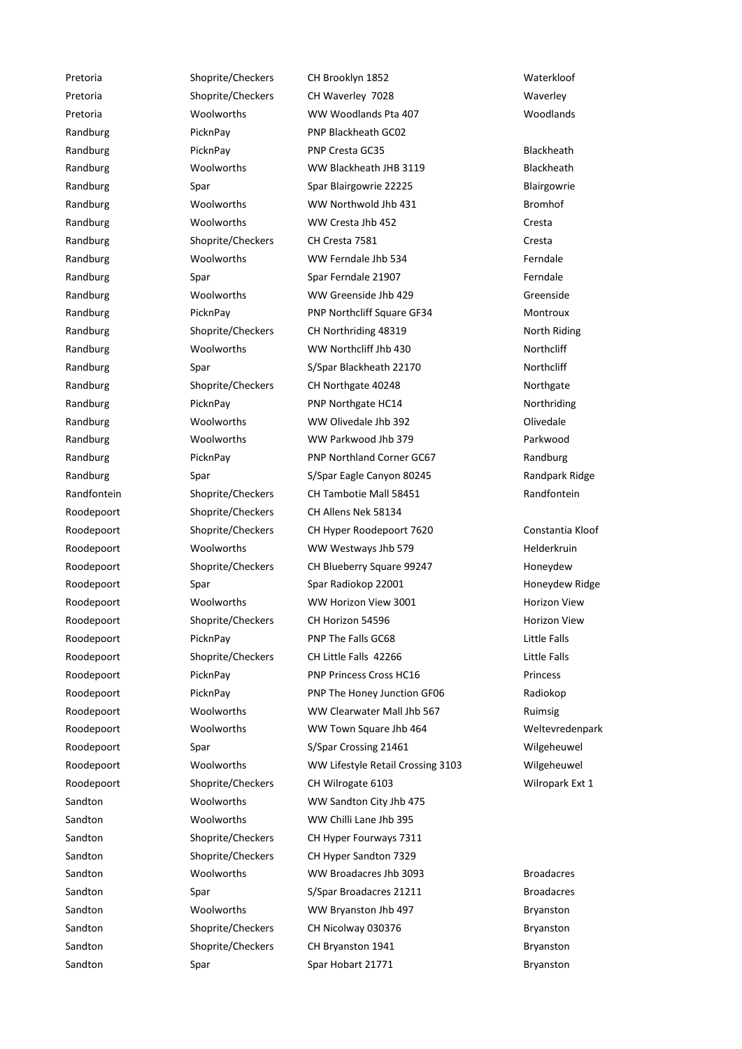| | | | |
|---|---|---|---|
| Pretoria | Shoprite/Checkers | CH Brooklyn 1852 | Waterkloof |
| Pretoria | Shoprite/Checkers | CH Waverley 7028 | Waverley |
| Pretoria | Woolworths | WW Woodlands Pta 407 | Woodlands |
| Randburg | PicknPay | PNP Blackheath GC02 | |
| Randburg | PicknPay | PNP Cresta GC35 | Blackheath |
| Randburg | Woolworths | WW Blackheath JHB 3119 | Blackheath |
| Randburg | Spar | Spar Blairgowrie 22225 | Blairgowrie |
| Randburg | Woolworths | WW Northwold Jhb 431 | Bromhof |
| Randburg | Woolworths | WW Cresta Jhb 452 | Cresta |
| Randburg | Shoprite/Checkers | CH Cresta 7581 | Cresta |
| Randburg | Woolworths | WW Ferndale Jhb 534 | Ferndale |
| Randburg | Spar | Spar Ferndale 21907 | Ferndale |
| Randburg | Woolworths | WW Greenside Jhb 429 | Greenside |
| Randburg | PicknPay | PNP Northcliff Square GF34 | Montroux |
| Randburg | Shoprite/Checkers | CH Northriding 48319 | North Riding |
| Randburg | Woolworths | WW Northcliff Jhb 430 | Northcliff |
| Randburg | Spar | S/Spar Blackheath 22170 | Northcliff |
| Randburg | Shoprite/Checkers | CH Northgate 40248 | Northgate |
| Randburg | PicknPay | PNP Northgate HC14 | Northriding |
| Randburg | Woolworths | WW Olivedale Jhb 392 | Olivedale |
| Randburg | Woolworths | WW Parkwood Jhb 379 | Parkwood |
| Randburg | PicknPay | PNP Northland Corner GC67 | Randburg |
| Randburg | Spar | S/Spar Eagle Canyon 80245 | Randpark Ridge |
| Randfontein | Shoprite/Checkers | CH Tambotie Mall 58451 | Randfontein |
| Roodepoort | Shoprite/Checkers | CH Allens Nek 58134 | |
| Roodepoort | Shoprite/Checkers | CH Hyper Roodepoort 7620 | Constantia Kloof |
| Roodepoort | Woolworths | WW Westways Jhb 579 | Helderkruin |
| Roodepoort | Shoprite/Checkers | CH Blueberry Square 99247 | Honeydew |
| Roodepoort | Spar | Spar Radiokop 22001 | Honeydew Ridge |
| Roodepoort | Woolworths | WW Horizon View 3001 | Horizon View |
| Roodepoort | Shoprite/Checkers | CH Horizon 54596 | Horizon View |
| Roodepoort | PicknPay | PNP The Falls GC68 | Little Falls |
| Roodepoort | Shoprite/Checkers | CH Little Falls 42266 | Little Falls |
| Roodepoort | PicknPay | PNP Princess Cross HC16 | Princess |
| Roodepoort | PicknPay | PNP The Honey Junction GF06 | Radiokop |
| Roodepoort | Woolworths | WW Clearwater Mall Jhb 567 | Ruimsig |
| Roodepoort | Woolworths | WW Town Square Jhb 464 | Weltevredenpark |
| Roodepoort | Spar | S/Spar Crossing 21461 | Wilgeheuwel |
| Roodepoort | Woolworths | WW Lifestyle Retail Crossing 3103 | Wilgeheuwel |
| Roodepoort | Shoprite/Checkers | CH Wilrogate 6103 | Wilropark Ext 1 |
| Sandton | Woolworths | WW Sandton City Jhb 475 | |
| Sandton | Woolworths | WW Chilli Lane Jhb 395 | |
| Sandton | Shoprite/Checkers | CH Hyper Fourways 7311 | |
| Sandton | Shoprite/Checkers | CH Hyper Sandton 7329 | |
| Sandton | Woolworths | WW Broadacres Jhb 3093 | Broadacres |
| Sandton | Spar | S/Spar Broadacres 21211 | Broadacres |
| Sandton | Woolworths | WW Bryanston Jhb 497 | Bryanston |
| Sandton | Shoprite/Checkers | CH Nicolway 030376 | Bryanston |
| Sandton | Shoprite/Checkers | CH Bryanston 1941 | Bryanston |
| Sandton | Spar | Spar Hobart 21771 | Bryanston |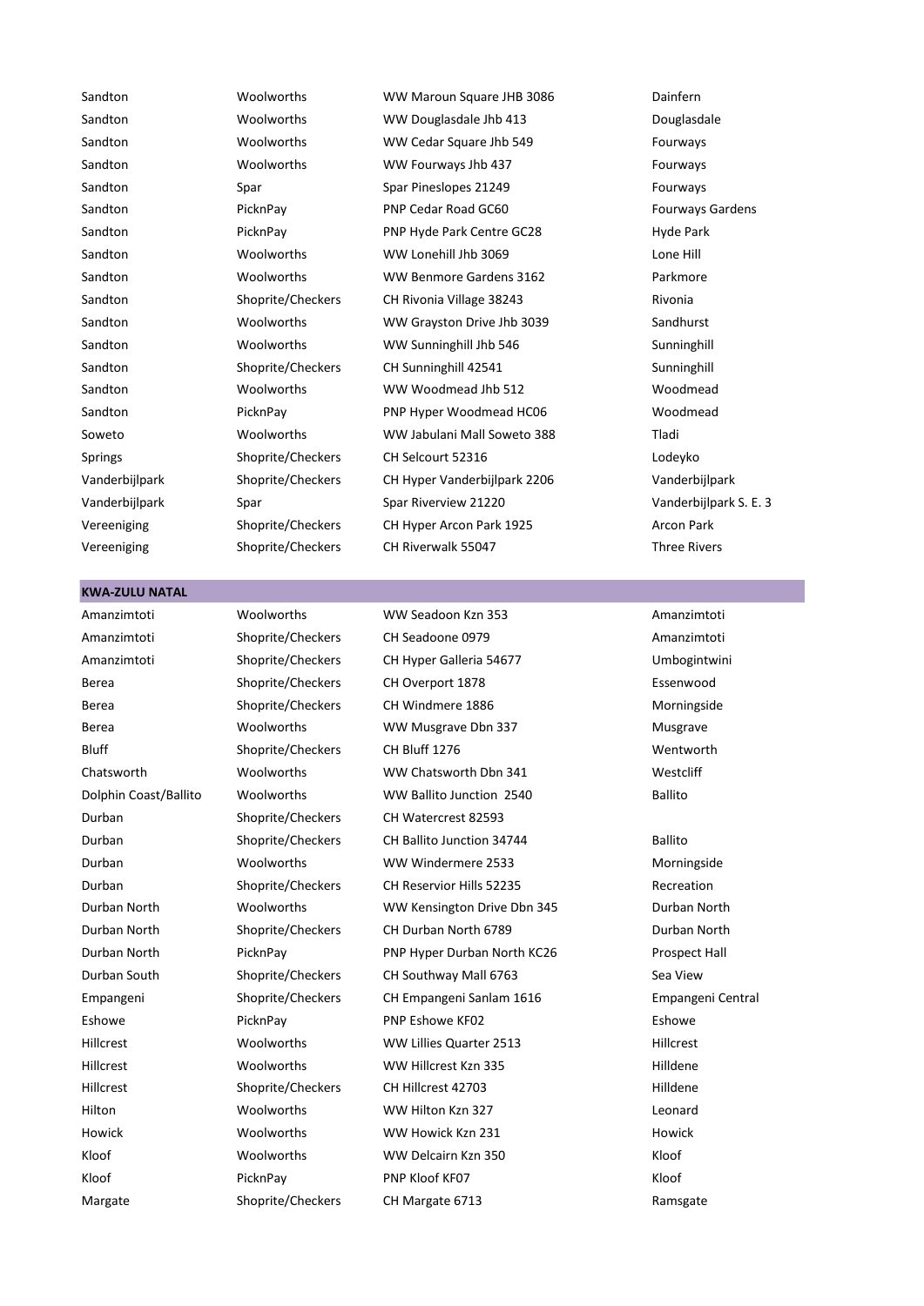| | | | |
|---|---|---|---|
| Sandton | Woolworths | WW Maroun Square JHB 3086 | Dainfern |
| Sandton | Woolworths | WW Douglasdale Jhb 413 | Douglasdale |
| Sandton | Woolworths | WW Cedar Square Jhb 549 | Fourways |
| Sandton | Woolworths | WW Fourways Jhb 437 | Fourways |
| Sandton | Spar | Spar Pineslopes 21249 | Fourways |
| Sandton | PicknPay | PNP Cedar Road GC60 | Fourways Gardens |
| Sandton | PicknPay | PNP Hyde Park Centre GC28 | Hyde Park |
| Sandton | Woolworths | WW Lonehill Jhb 3069 | Lone Hill |
| Sandton | Woolworths | WW Benmore Gardens 3162 | Parkmore |
| Sandton | Shoprite/Checkers | CH Rivonia Village 38243 | Rivonia |
| Sandton | Woolworths | WW Grayston Drive Jhb 3039 | Sandhurst |
| Sandton | Woolworths | WW Sunninghill Jhb 546 | Sunninghill |
| Sandton | Shoprite/Checkers | CH Sunninghill 42541 | Sunninghill |
| Sandton | Woolworths | WW Woodmead Jhb 512 | Woodmead |
| Sandton | PicknPay | PNP Hyper Woodmead HC06 | Woodmead |
| Soweto | Woolworths | WW Jabulani Mall Soweto 388 | Tladi |
| Springs | Shoprite/Checkers | CH Selcourt 52316 | Lodeyko |
| Vanderbijlpark | Shoprite/Checkers | CH Hyper Vanderbijlpark 2206 | Vanderbijlpark |
| Vanderbijlpark | Spar | Spar Riverview 21220 | Vanderbijlpark S. E. 3 |
| Vereeniging | Shoprite/Checkers | CH Hyper Arcon Park 1925 | Arcon Park |
| Vereeniging | Shoprite/Checkers | CH Riverwalk 55047 | Three Rivers |

**KWA-ZULU NATAL**

| | | | |
|---|---|---|---|
| Amanzimtoti | Woolworths | WW Seadoon Kzn 353 | Amanzimtoti |
| Amanzimtoti | Shoprite/Checkers | CH Seadoone 0979 | Amanzimtoti |
| Amanzimtoti | Shoprite/Checkers | CH Hyper Galleria 54677 | Umbogintwini |
| Berea | Shoprite/Checkers | CH Overport 1878 | Essenwood |
| Berea | Shoprite/Checkers | CH Windmere 1886 | Morningside |
| Berea | Woolworths | WW Musgrave Dbn 337 | Musgrave |
| Bluff | Shoprite/Checkers | CH Bluff 1276 | Wentworth |
| Chatsworth | Woolworths | WW Chatsworth Dbn 341 | Westcliff |
| Dolphin Coast/Ballito | Woolworths | WW Ballito Junction 2540 | Ballito |
| Durban | Shoprite/Checkers | CH Watercrest 82593 | |
| Durban | Shoprite/Checkers | CH Ballito Junction 34744 | Ballito |
| Durban | Woolworths | WW Windermere 2533 | Morningside |
| Durban | Shoprite/Checkers | CH Reservior Hills 52235 | Recreation |
| Durban North | Woolworths | WW Kensington Drive Dbn 345 | Durban North |
| Durban North | Shoprite/Checkers | CH Durban North 6789 | Durban North |
| Durban North | PicknPay | PNP Hyper Durban North KC26 | Prospect Hall |
| Durban South | Shoprite/Checkers | CH Southway Mall 6763 | Sea View |
| Empangeni | Shoprite/Checkers | CH Empangeni Sanlam 1616 | Empangeni Central |
| Eshowe | PicknPay | PNP Eshowe KF02 | Eshowe |
| Hillcrest | Woolworths | WW Lillies Quarter 2513 | Hillcrest |
| Hillcrest | Woolworths | WW Hillcrest Kzn 335 | Hilldene |
| Hillcrest | Shoprite/Checkers | CH Hillcrest 42703 | Hilldene |
| Hilton | Woolworths | WW Hilton Kzn 327 | Leonard |
| Howick | Woolworths | WW Howick Kzn 231 | Howick |
| Kloof | Woolworths | WW Delcairn Kzn 350 | Kloof |
| Kloof | PicknPay | PNP Kloof KF07 | Kloof |
| Margate | Shoprite/Checkers | CH Margate 6713 | Ramsgate |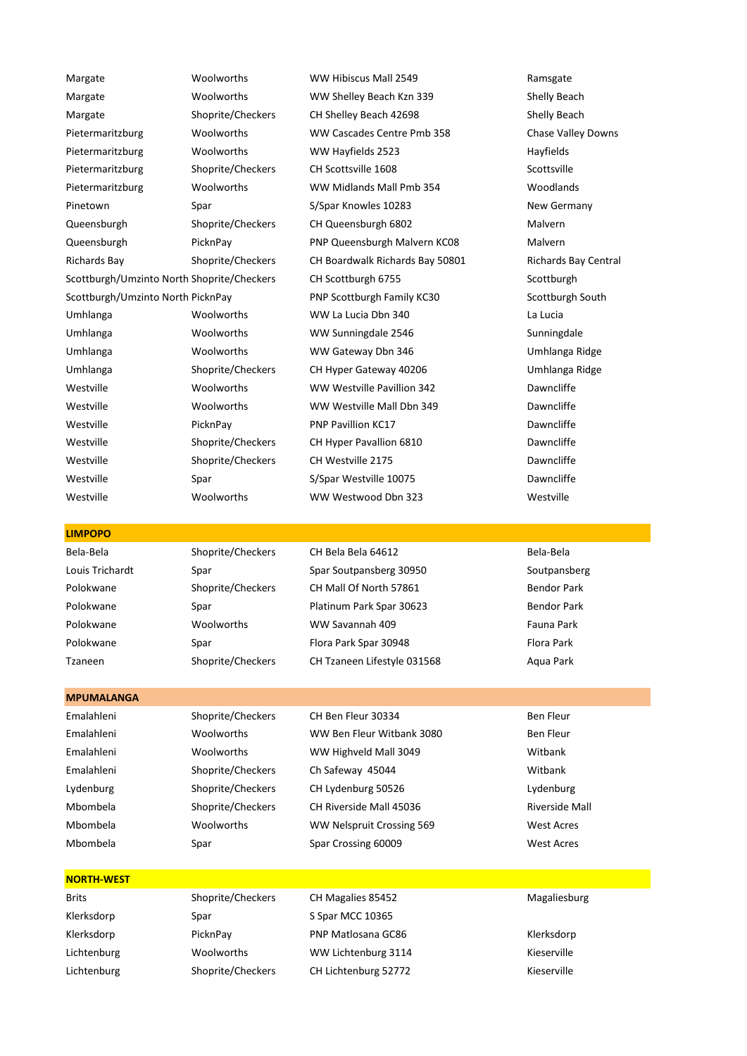| | | | |
|---|---|---|---|
| Margate | Woolworths | WW Hibiscus Mall 2549 | Ramsgate |
| Margate | Woolworths | WW Shelley Beach Kzn 339 | Shelly Beach |
| Margate | Shoprite/Checkers | CH Shelley Beach 42698 | Shelly Beach |
| Pietermaritzburg | Woolworths | WW Cascades Centre Pmb 358 | Chase Valley Downs |
| Pietermaritzburg | Woolworths | WW Hayfields 2523 | Hayfields |
| Pietermaritzburg | Shoprite/Checkers | CH Scottsville 1608 | Scottsville |
| Pietermaritzburg | Woolworths | WW Midlands Mall Pmb 354 | Woodlands |
| Pinetown | Spar | S/Spar Knowles 10283 | New Germany |
| Queensburgh | Shoprite/Checkers | CH Queensburgh 6802 | Malvern |
| Queensburgh | PicknPay | PNP Queensburgh Malvern KC08 | Malvern |
| Richards Bay | Shoprite/Checkers | CH Boardwalk Richards Bay 50801 | Richards Bay Central |
| Scottburgh/Umzinto North | Shoprite/Checkers | CH Scottburgh 6755 | Scottburgh |
| Scottburgh/Umzinto North | PicknPay | PNP Scottburgh Family KC30 | Scottburgh South |
| Umhlanga | Woolworths | WW La Lucia Dbn 340 | La Lucia |
| Umhlanga | Woolworths | WW Sunningdale 2546 | Sunningdale |
| Umhlanga | Woolworths | WW Gateway Dbn 346 | Umhlanga Ridge |
| Umhlanga | Shoprite/Checkers | CH Hyper Gateway 40206 | Umhlanga Ridge |
| Westville | Woolworths | WW Westville Pavillion 342 | Dawncliffe |
| Westville | Woolworths | WW Westville Mall Dbn 349 | Dawncliffe |
| Westville | PicknPay | PNP Pavillion KC17 | Dawncliffe |
| Westville | Shoprite/Checkers | CH Hyper Pavallion 6810 | Dawncliffe |
| Westville | Shoprite/Checkers | CH Westville 2175 | Dawncliffe |
| Westville | Spar | S/Spar Westville 10075 | Dawncliffe |
| Westville | Woolworths | WW Westwood Dbn 323 | Westville |
| **LIMPOPO** | | | |
| Bela-Bela | Shoprite/Checkers | CH Bela Bela 64612 | Bela-Bela |
| Louis Trichardt | Spar | Spar Soutpansberg 30950 | Soutpansberg |
| Polokwane | Shoprite/Checkers | CH Mall Of North 57861 | Bendor Park |
| Polokwane | Spar | Platinum Park Spar 30623 | Bendor Park |
| Polokwane | Woolworths | WW Savannah 409 | Fauna Park |
| Polokwane | Spar | Flora Park Spar 30948 | Flora Park |
| Tzaneen | Shoprite/Checkers | CH Tzaneen Lifestyle 031568 | Aqua Park |
| **MPUMALANGA** | | | |
| Emalahleni | Shoprite/Checkers | CH Ben Fleur 30334 | Ben Fleur |
| Emalahleni | Woolworths | WW Ben Fleur Witbank 3080 | Ben Fleur |
| Emalahleni | Woolworths | WW Highveld Mall 3049 | Witbank |
| Emalahleni | Shoprite/Checkers | Ch Safeway 45044 | Witbank |
| Lydenburg | Shoprite/Checkers | CH Lydenburg 50526 | Lydenburg |
| Mbombela | Shoprite/Checkers | CH Riverside Mall 45036 | Riverside Mall |
| Mbombela | Woolworths | WW Nelspruit Crossing 569 | West Acres |
| Mbombela | Spar | Spar Crossing 60009 | West Acres |
| **NORTH-WEST** | | | |
| Brits | Shoprite/Checkers | CH Magalies 85452 | Magaliesburg |
| Klerksdorp | Spar | S Spar MCC 10365 | |
| Klerksdorp | PicknPay | PNP Matlosana GC86 | Klerksdorp |
| Lichtenburg | Woolworths | WW Lichtenburg 3114 | Kieserville |
| Lichtenburg | Shoprite/Checkers | CH Lichtenburg 52772 | Kieserville |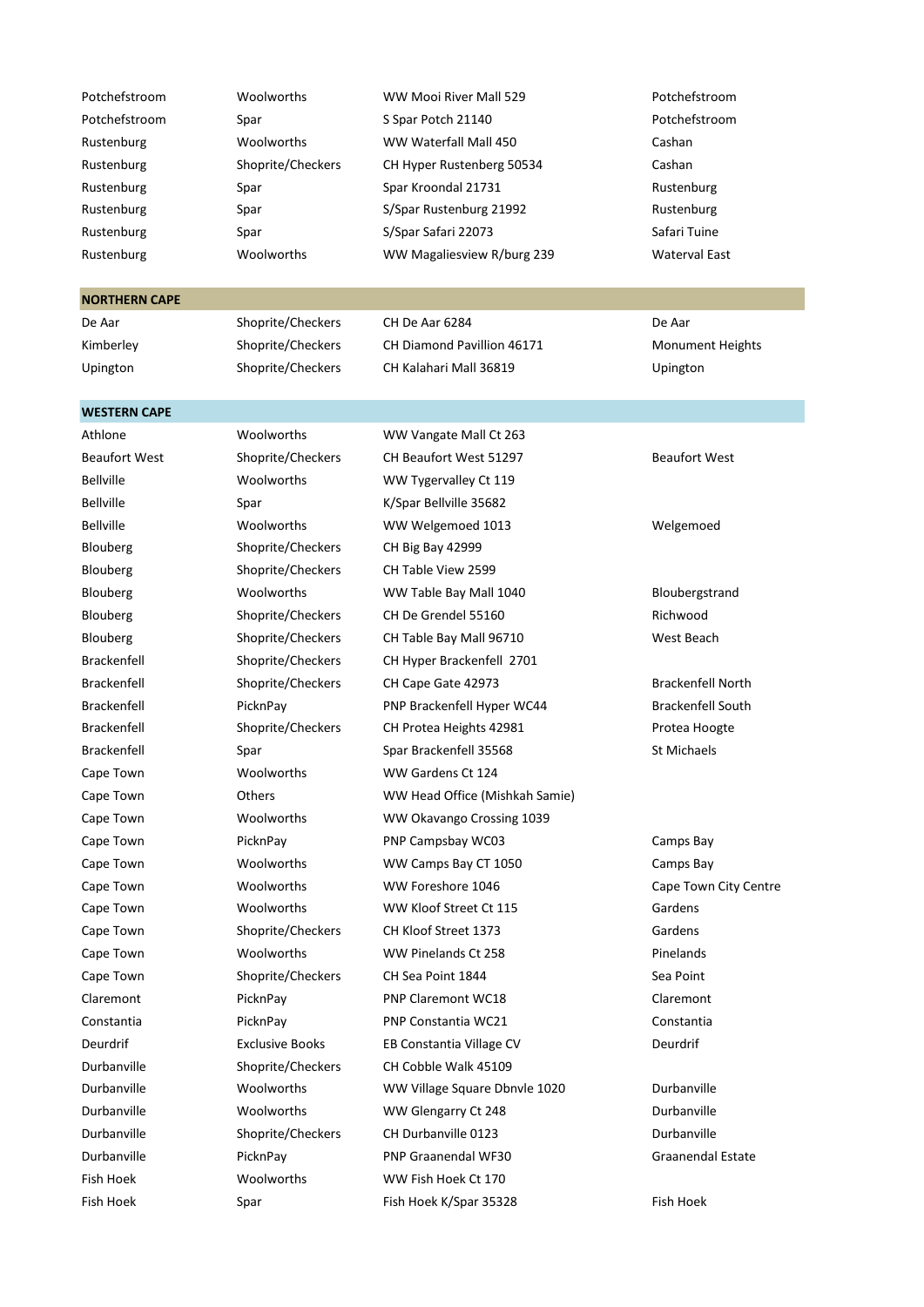| | | | |
|---|---|---|---|
| Potchefstroom | Woolworths | WW Mooi River Mall 529 | Potchefstroom |
| Potchefstroom | Spar | S Spar Potch 21140 | Potchefstroom |
| Rustenburg | Woolworths | WW Waterfall Mall 450 | Cashan |
| Rustenburg | Shoprite/Checkers | CH Hyper Rustenberg 50534 | Cashan |
| Rustenburg | Spar | Spar Kroondal 21731 | Rustenburg |
| Rustenburg | Spar | S/Spar Rustenburg 21992 | Rustenburg |
| Rustenburg | Spar | S/Spar Safari 22073 | Safari Tuine |
| Rustenburg | Woolworths | WW Magaliesview R/burg 239 | Waterval East |

**NORTHERN CAPE**

| | | | |
|---|---|---|---|
| De Aar | Shoprite/Checkers | CH De Aar 6284 | De Aar |
| Kimberley | Shoprite/Checkers | CH Diamond Pavillion 46171 | Monument Heights |
| Upington | Shoprite/Checkers | CH Kalahari Mall 36819 | Upington |

**WESTERN CAPE**

| | | | |
|---|---|---|---|
| Athlone | Woolworths | WW Vangate Mall Ct 263 | |
| Beaufort West | Shoprite/Checkers | CH Beaufort West 51297 | Beaufort West |
| Bellville | Woolworths | WW Tygervalley Ct 119 | |
| Bellville | Spar | K/Spar Bellville 35682 | |
| Bellville | Woolworths | WW Welgemoed 1013 | Welgemoed |
| Blouberg | Shoprite/Checkers | CH Big Bay 42999 | |
| Blouberg | Shoprite/Checkers | CH Table View 2599 | |
| Blouberg | Woolworths | WW Table Bay Mall 1040 | Bloubergstrand |
| Blouberg | Shoprite/Checkers | CH De Grendel 55160 | Richwood |
| Blouberg | Shoprite/Checkers | CH Table Bay Mall 96710 | West Beach |
| Brackenfell | Shoprite/Checkers | CH Hyper Brackenfell 2701 | |
| Brackenfell | Shoprite/Checkers | CH Cape Gate 42973 | Brackenfell North |
| Brackenfell | PicknPay | PNP Brackenfell Hyper WC44 | Brackenfell South |
| Brackenfell | Shoprite/Checkers | CH Protea Heights 42981 | Protea Hoogte |
| Brackenfell | Spar | Spar Brackenfell 35568 | St Michaels |
| Cape Town | Woolworths | WW Gardens Ct 124 | |
| Cape Town | Others | WW Head Office (Mishkah Samie) | |
| Cape Town | Woolworths | WW Okavango Crossing 1039 | |
| Cape Town | PicknPay | PNP Campsbay WC03 | Camps Bay |
| Cape Town | Woolworths | WW Camps Bay CT 1050 | Camps Bay |
| Cape Town | Woolworths | WW Foreshore 1046 | Cape Town City Centre |
| Cape Town | Woolworths | WW Kloof Street Ct 115 | Gardens |
| Cape Town | Shoprite/Checkers | CH Kloof Street 1373 | Gardens |
| Cape Town | Woolworths | WW Pinelands Ct 258 | Pinelands |
| Cape Town | Shoprite/Checkers | CH Sea Point 1844 | Sea Point |
| Claremont | PicknPay | PNP Claremont WC18 | Claremont |
| Constantia | PicknPay | PNP Constantia WC21 | Constantia |
| Deurdrif | Exclusive Books | EB Constantia Village CV | Deurdrif |
| Durbanville | Shoprite/Checkers | CH Cobble Walk 45109 | |
| Durbanville | Woolworths | WW Village Square Dbnvle 1020 | Durbanville |
| Durbanville | Woolworths | WW Glengarry Ct 248 | Durbanville |
| Durbanville | Shoprite/Checkers | CH Durbanville 0123 | Durbanville |
| Durbanville | PicknPay | PNP Graanendal WF30 | Graanendal Estate |
| Fish Hoek | Woolworths | WW Fish Hoek Ct 170 | |
| Fish Hoek | Spar | Fish Hoek K/Spar 35328 | Fish Hoek |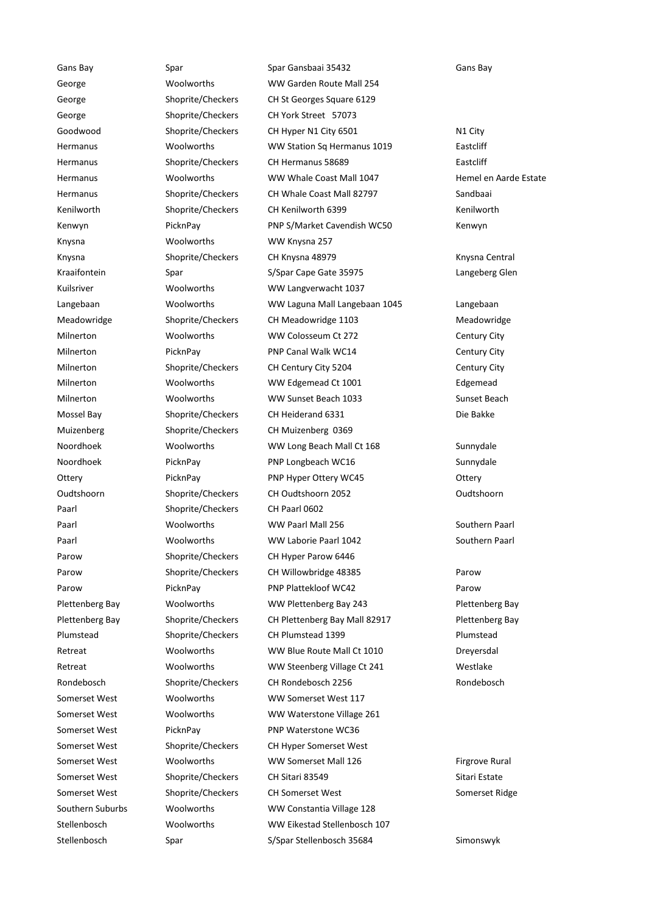| | | | |
|---|---|---|---|
| Gans Bay | Spar | Spar Gansbaai 35432 | Gans Bay |
| George | Woolworths | WW Garden Route Mall 254 | |
| George | Shoprite/Checkers | CH St Georges Square 6129 | |
| George | Shoprite/Checkers | CH York Street 57073 | |
| Goodwood | Shoprite/Checkers | CH Hyper N1 City 6501 | N1 City |
| Hermanus | Woolworths | WW Station Sq Hermanus 1019 | Eastcliff |
| Hermanus | Shoprite/Checkers | CH Hermanus 58689 | Eastcliff |
| Hermanus | Woolworths | WW Whale Coast Mall 1047 | Hemel en Aarde Estate |
| Hermanus | Shoprite/Checkers | CH Whale Coast Mall 82797 | Sandbaai |
| Kenilworth | Shoprite/Checkers | CH Kenilworth 6399 | Kenilworth |
| Kenwyn | PicknPay | PNP S/Market Cavendish WC50 | Kenwyn |
| Knysna | Woolworths | WW Knysna 257 | |
| Knysna | Shoprite/Checkers | CH Knysna 48979 | Knysna Central |
| Kraaifontein | Spar | S/Spar Cape Gate 35975 | Langeberg Glen |
| Kuilsriver | Woolworths | WW Langverwacht 1037 | |
| Langebaan | Woolworths | WW Laguna Mall Langebaan 1045 | Langebaan |
| Meadowridge | Shoprite/Checkers | CH Meadowridge 1103 | Meadowridge |
| Milnerton | Woolworths | WW Colosseum Ct 272 | Century City |
| Milnerton | PicknPay | PNP Canal Walk WC14 | Century City |
| Milnerton | Shoprite/Checkers | CH Century City 5204 | Century City |
| Milnerton | Woolworths | WW Edgemead Ct 1001 | Edgemead |
| Milnerton | Woolworths | WW Sunset Beach 1033 | Sunset Beach |
| Mossel Bay | Shoprite/Checkers | CH Heiderand 6331 | Die Bakke |
| Muizenberg | Shoprite/Checkers | CH Muizenberg 0369 | |
| Noordhoek | Woolworths | WW Long Beach Mall Ct 168 | Sunnydale |
| Noordhoek | PicknPay | PNP Longbeach WC16 | Sunnydale |
| Ottery | PicknPay | PNP Hyper Ottery WC45 | Ottery |
| Oudtshoorn | Shoprite/Checkers | CH Oudtshoorn 2052 | Oudtshoorn |
| Paarl | Shoprite/Checkers | CH Paarl 0602 | |
| Paarl | Woolworths | WW Paarl Mall 256 | Southern Paarl |
| Paarl | Woolworths | WW Laborie Paarl 1042 | Southern Paarl |
| Parow | Shoprite/Checkers | CH Hyper Parow 6446 | |
| Parow | Shoprite/Checkers | CH Willowbridge 48385 | Parow |
| Parow | PicknPay | PNP Plattekloof WC42 | Parow |
| Plettenberg Bay | Woolworths | WW Plettenberg Bay 243 | Plettenberg Bay |
| Plettenberg Bay | Shoprite/Checkers | CH Plettenberg Bay Mall 82917 | Plettenberg Bay |
| Plumstead | Shoprite/Checkers | CH Plumstead 1399 | Plumstead |
| Retreat | Woolworths | WW Blue Route Mall Ct 1010 | Dreyersdal |
| Retreat | Woolworths | WW Steenberg Village Ct 241 | Westlake |
| Rondebosch | Shoprite/Checkers | CH Rondebosch 2256 | Rondebosch |
| Somerset West | Woolworths | WW Somerset West 117 | |
| Somerset West | Woolworths | WW Waterstone Village 261 | |
| Somerset West | PicknPay | PNP Waterstone WC36 | |
| Somerset West | Shoprite/Checkers | CH Hyper Somerset West | |
| Somerset West | Woolworths | WW Somerset Mall 126 | Firgrove Rural |
| Somerset West | Shoprite/Checkers | CH Sitari 83549 | Sitari Estate |
| Somerset West | Shoprite/Checkers | CH Somerset West | Somerset Ridge |
| Southern Suburbs | Woolworths | WW Constantia Village 128 | |
| Stellenbosch | Woolworths | WW Eikestad Stellenbosch 107 | |
| Stellenbosch | Spar | S/Spar Stellenbosch 35684 | Simonswyk |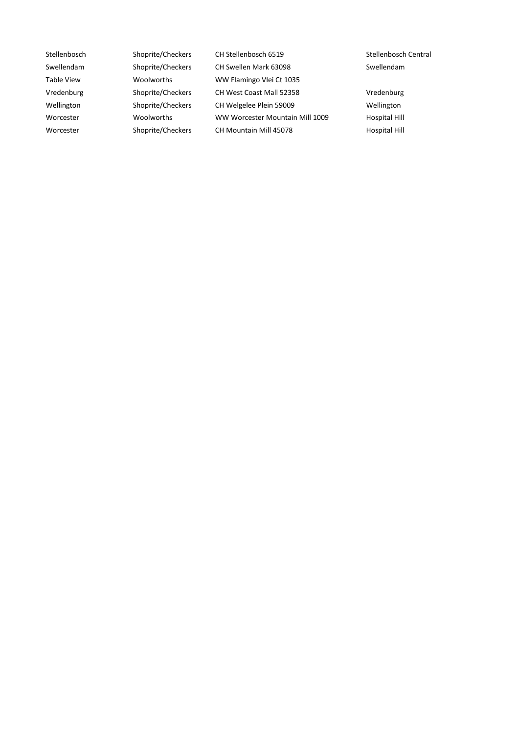| | | | |
|---|---|---|---|
| Stellenbosch | Shoprite/Checkers | CH Stellenbosch 6519 | Stellenbosch Central |
| Swellendam | Shoprite/Checkers | CH Swellen Mark 63098 | Swellendam |
| Table View | Woolworths | WW Flamingo Vlei Ct 1035 | |
| Vredenburg | Shoprite/Checkers | CH West Coast Mall 52358 | Vredenburg |
| Wellington | Shoprite/Checkers | CH Welgelee Plein 59009 | Wellington |
| Worcester | Woolworths | WW Worcester Mountain Mill 1009 | Hospital Hill |
| Worcester | Shoprite/Checkers | CH Mountain Mill 45078 | Hospital Hill |